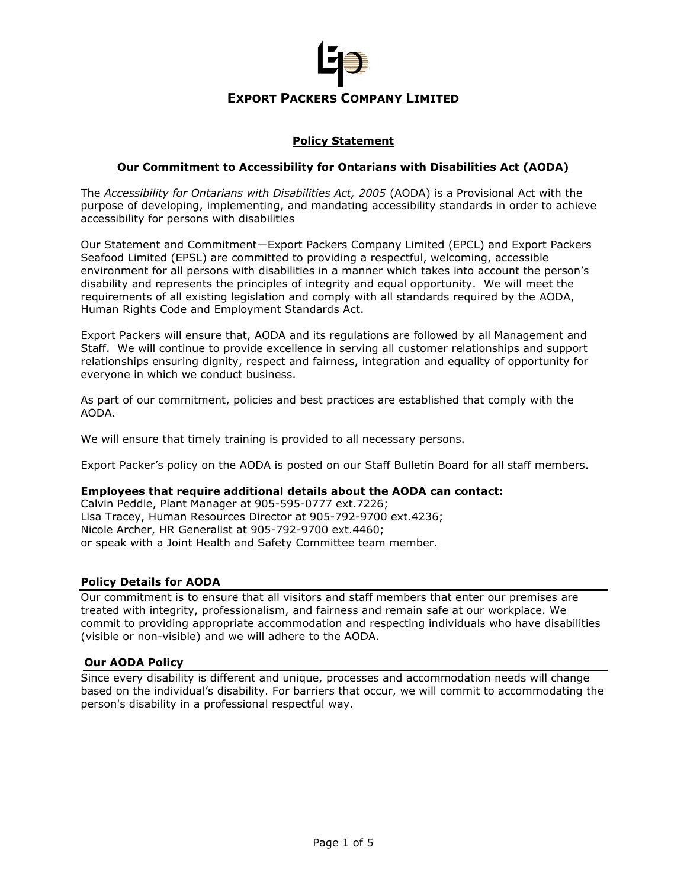# EXPORT PACKERS COMPANY LIMITED

## Policy Statement

### Our Commitment to Accessibility for Ontarians with Disabilities Act (AODA)

The *Accessibility for Ontarians with Disabilities Act, 2005* (AODA) is a Provisional Act with the purpose of developing, implementing, and mandating accessibility standards in order to achieve accessibility for persons with disabilities

Our Statement and Commitment—Export Packers Company Limited (EPCL) and Export Packers Seafood Limited (EPSL) are committed to providing a respectful, welcoming, accessible environment for all persons with disabilities in a manner which takes into account the person's disability and represents the principles of integrity and equal opportunity. We will meet the requirements of all existing legislation and comply with all standards required by the AODA, Human Rights Code and Employment Standards Act.

Export Packers will ensure that, AODA and its regulations are followed by all Management and Staff. We will continue to provide excellence in serving all customer relationships and support relationships ensuring dignity, respect and fairness, integration and equality of opportunity for everyone in which we conduct business.

As part of our commitment, policies and best practices are established that comply with the AODA.

We will ensure that timely training is provided to all necessary persons.

Export Packer's policy on the AODA is posted on our Staff Bulletin Board for all staff members.

**Employees that require additional details about the AODA can contact:**
Calvin Peddle, Plant Manager at 905-595-0777 ext.7226;
Lisa Tracey, Human Resources Director at 905-792-9700 ext.4236;
Nicole Archer, HR Generalist at 905-792-9700 ext.4460;
or speak with a Joint Health and Safety Committee team member.

### Policy Details for AODA

Our commitment is to ensure that all visitors and staff members that enter our premises are treated with integrity, professionalism, and fairness and remain safe at our workplace. We commit to providing appropriate accommodation and respecting individuals who have disabilities (visible or non-visible) and we will adhere to the AODA.

### Our AODA Policy

Since every disability is different and unique, processes and accommodation needs will change based on the individual's disability. For barriers that occur, we will commit to accommodating the person's disability in a professional respectful way.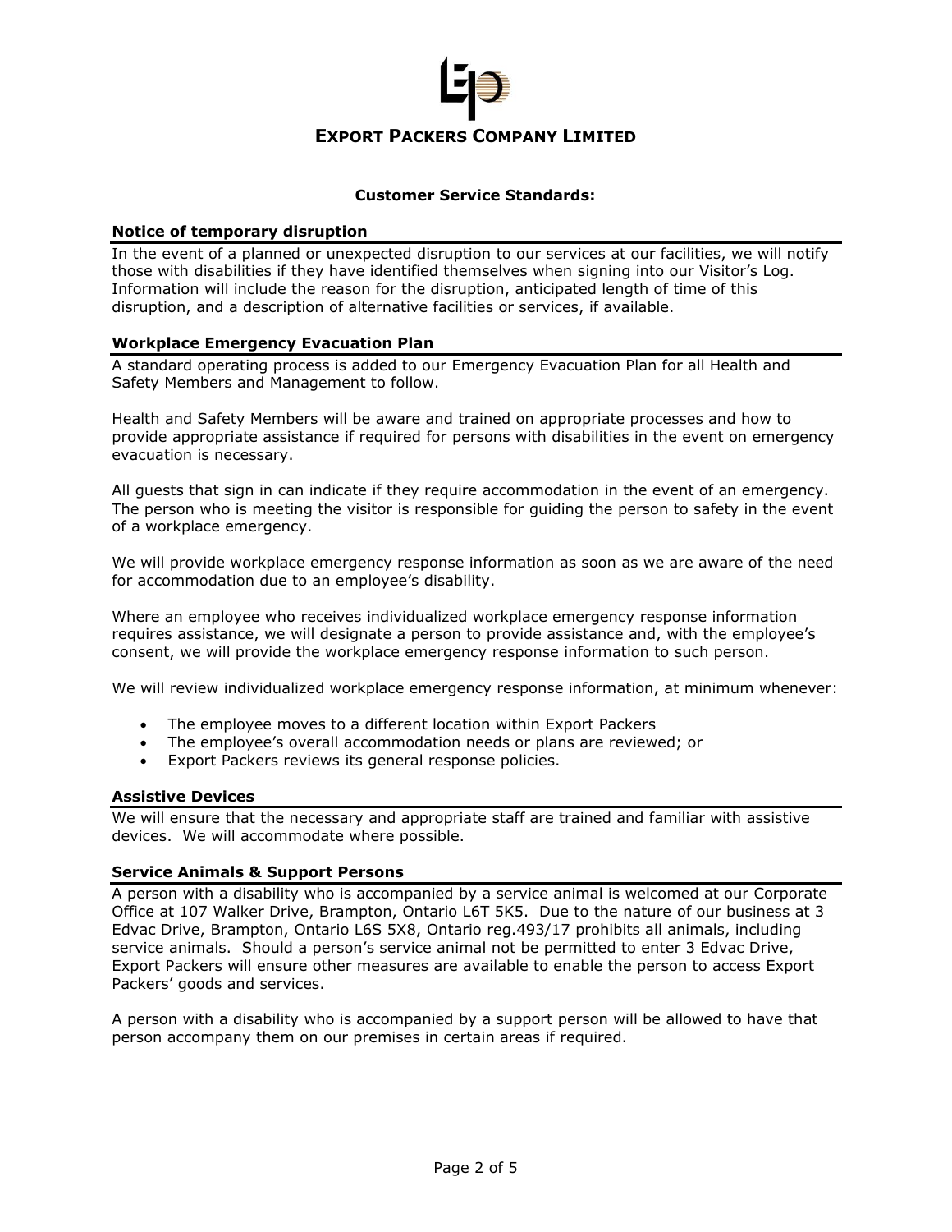# EXPORT PACKERS COMPANY LIMITED

## Customer Service Standards:

### Notice of temporary disruption

In the event of a planned or unexpected disruption to our services at our facilities, we will notify those with disabilities if they have identified themselves when signing into our Visitor's Log. Information will include the reason for the disruption, anticipated length of time of this disruption, and a description of alternative facilities or services, if available.

### Workplace Emergency Evacuation Plan

A standard operating process is added to our Emergency Evacuation Plan for all Health and Safety Members and Management to follow.

Health and Safety Members will be aware and trained on appropriate processes and how to provide appropriate assistance if required for persons with disabilities in the event on emergency evacuation is necessary.

All guests that sign in can indicate if they require accommodation in the event of an emergency. The person who is meeting the visitor is responsible for guiding the person to safety in the event of a workplace emergency.

We will provide workplace emergency response information as soon as we are aware of the need for accommodation due to an employee's disability.

Where an employee who receives individualized workplace emergency response information requires assistance, we will designate a person to provide assistance and, with the employee's consent, we will provide the workplace emergency response information to such person.

We will review individualized workplace emergency response information, at minimum whenever:

- The employee moves to a different location within Export Packers
- The employee's overall accommodation needs or plans are reviewed; or
- Export Packers reviews its general response policies.

### Assistive Devices

We will ensure that the necessary and appropriate staff are trained and familiar with assistive devices. We will accommodate where possible.

### Service Animals & Support Persons

A person with a disability who is accompanied by a service animal is welcomed at our Corporate Office at 107 Walker Drive, Brampton, Ontario L6T 5K5. Due to the nature of our business at 3 Edvac Drive, Brampton, Ontario L6S 5X8, Ontario reg.493/17 prohibits all animals, including service animals. Should a person's service animal not be permitted to enter 3 Edvac Drive, Export Packers will ensure other measures are available to enable the person to access Export Packers' goods and services.

A person with a disability who is accompanied by a support person will be allowed to have that person accompany them on our premises in certain areas if required.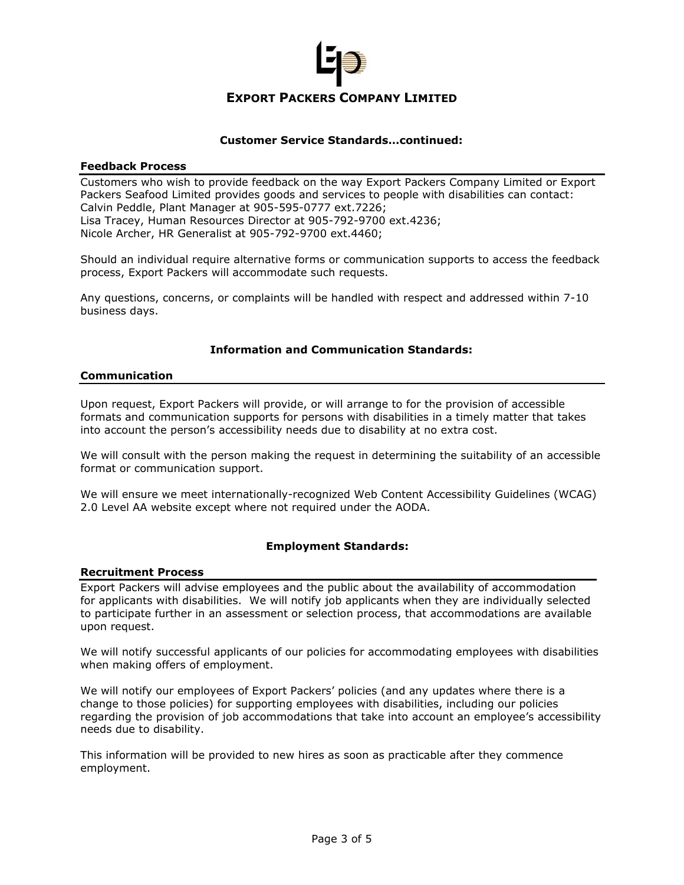**EXPORT PACKERS COMPANY LIMITED**

## Customer Service Standards…continued:

### Feedback Process

Customers who wish to provide feedback on the way Export Packers Company Limited or Export Packers Seafood Limited provides goods and services to people with disabilities can contact:
Calvin Peddle, Plant Manager at 905-595-0777 ext.7226;
Lisa Tracey, Human Resources Director at 905-792-9700 ext.4236;
Nicole Archer, HR Generalist at 905-792-9700 ext.4460;

Should an individual require alternative forms or communication supports to access the feedback process, Export Packers will accommodate such requests.

Any questions, concerns, or complaints will be handled with respect and addressed within 7-10 business days.

## Information and Communication Standards:

### Communication

Upon request, Export Packers will provide, or will arrange to for the provision of accessible formats and communication supports for persons with disabilities in a timely matter that takes into account the person's accessibility needs due to disability at no extra cost.

We will consult with the person making the request in determining the suitability of an accessible format or communication support.

We will ensure we meet internationally-recognized Web Content Accessibility Guidelines (WCAG) 2.0 Level AA website except where not required under the AODA.

## Employment Standards:

### Recruitment Process

Export Packers will advise employees and the public about the availability of accommodation for applicants with disabilities. We will notify job applicants when they are individually selected to participate further in an assessment or selection process, that accommodations are available upon request.

We will notify successful applicants of our policies for accommodating employees with disabilities when making offers of employment.

We will notify our employees of Export Packers' policies (and any updates where there is a change to those policies) for supporting employees with disabilities, including our policies regarding the provision of job accommodations that take into account an employee's accessibility needs due to disability.

This information will be provided to new hires as soon as practicable after they commence employment.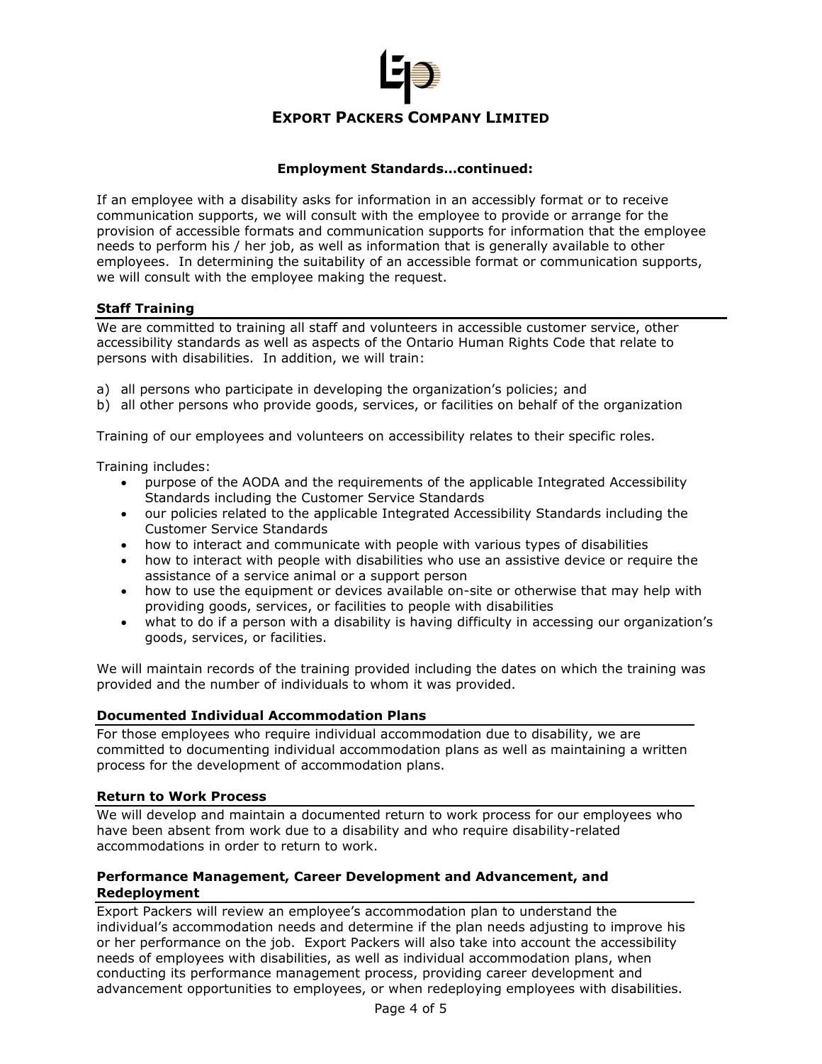**EXPORT PACKERS COMPANY LIMITED**

**Employment Standards…continued:**

If an employee with a disability asks for information in an accessibly format or to receive communication supports, we will consult with the employee to provide or arrange for the provision of accessible formats and communication supports for information that the employee needs to perform his / her job, as well as information that is generally available to other employees. In determining the suitability of an accessible format or communication supports, we will consult with the employee making the request.

### Staff Training

We are committed to training all staff and volunteers in accessible customer service, other accessibility standards as well as aspects of the Ontario Human Rights Code that relate to persons with disabilities. In addition, we will train:

a) all persons who participate in developing the organization's policies; and
b) all other persons who provide goods, services, or facilities on behalf of the organization

Training of our employees and volunteers on accessibility relates to their specific roles.

Training includes:

- purpose of the AODA and the requirements of the applicable Integrated Accessibility Standards including the Customer Service Standards
- our policies related to the applicable Integrated Accessibility Standards including the Customer Service Standards
- how to interact and communicate with people with various types of disabilities
- how to interact with people with disabilities who use an assistive device or require the assistance of a service animal or a support person
- how to use the equipment or devices available on-site or otherwise that may help with providing goods, services, or facilities to people with disabilities
- what to do if a person with a disability is having difficulty in accessing our organization's goods, services, or facilities.

We will maintain records of the training provided including the dates on which the training was provided and the number of individuals to whom it was provided.

### Documented Individual Accommodation Plans

For those employees who require individual accommodation due to disability, we are committed to documenting individual accommodation plans as well as maintaining a written process for the development of accommodation plans.

### Return to Work Process

We will develop and maintain a documented return to work process for our employees who have been absent from work due to a disability and who require disability-related accommodations in order to return to work.

### Performance Management, Career Development and Advancement, and Redeployment

Export Packers will review an employee's accommodation plan to understand the individual's accommodation needs and determine if the plan needs adjusting to improve his or her performance on the job. Export Packers will also take into account the accessibility needs of employees with disabilities, as well as individual accommodation plans, when conducting its performance management process, providing career development and advancement opportunities to employees, or when redeploying employees with disabilities.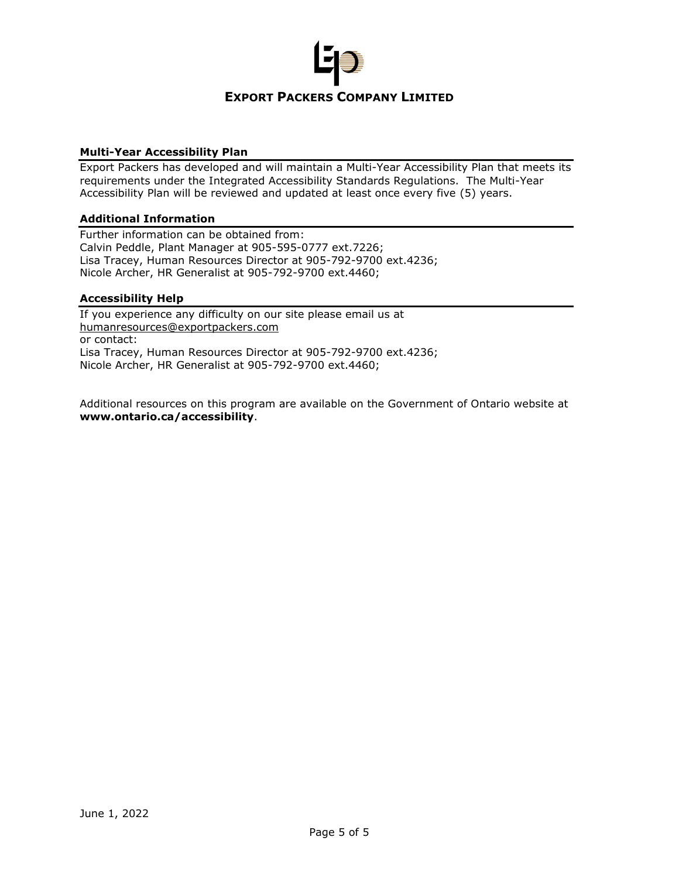**EXPORT PACKERS COMPANY LIMITED**

### Multi-Year Accessibility Plan

Export Packers has developed and will maintain a Multi-Year Accessibility Plan that meets its requirements under the Integrated Accessibility Standards Regulations. The Multi-Year Accessibility Plan will be reviewed and updated at least once every five (5) years.

### Additional Information

Further information can be obtained from:
Calvin Peddle, Plant Manager at 905-595-0777 ext.7226;
Lisa Tracey, Human Resources Director at 905-792-9700 ext.4236;
Nicole Archer, HR Generalist at 905-792-9700 ext.4460;

### Accessibility Help

If you experience any difficulty on our site please email us at
humanresources@exportpackers.com
or contact:
Lisa Tracey, Human Resources Director at 905-792-9700 ext.4236;
Nicole Archer, HR Generalist at 905-792-9700 ext.4460;

Additional resources on this program are available on the Government of Ontario website at **www.ontario.ca/accessibility**.

June 1, 2022